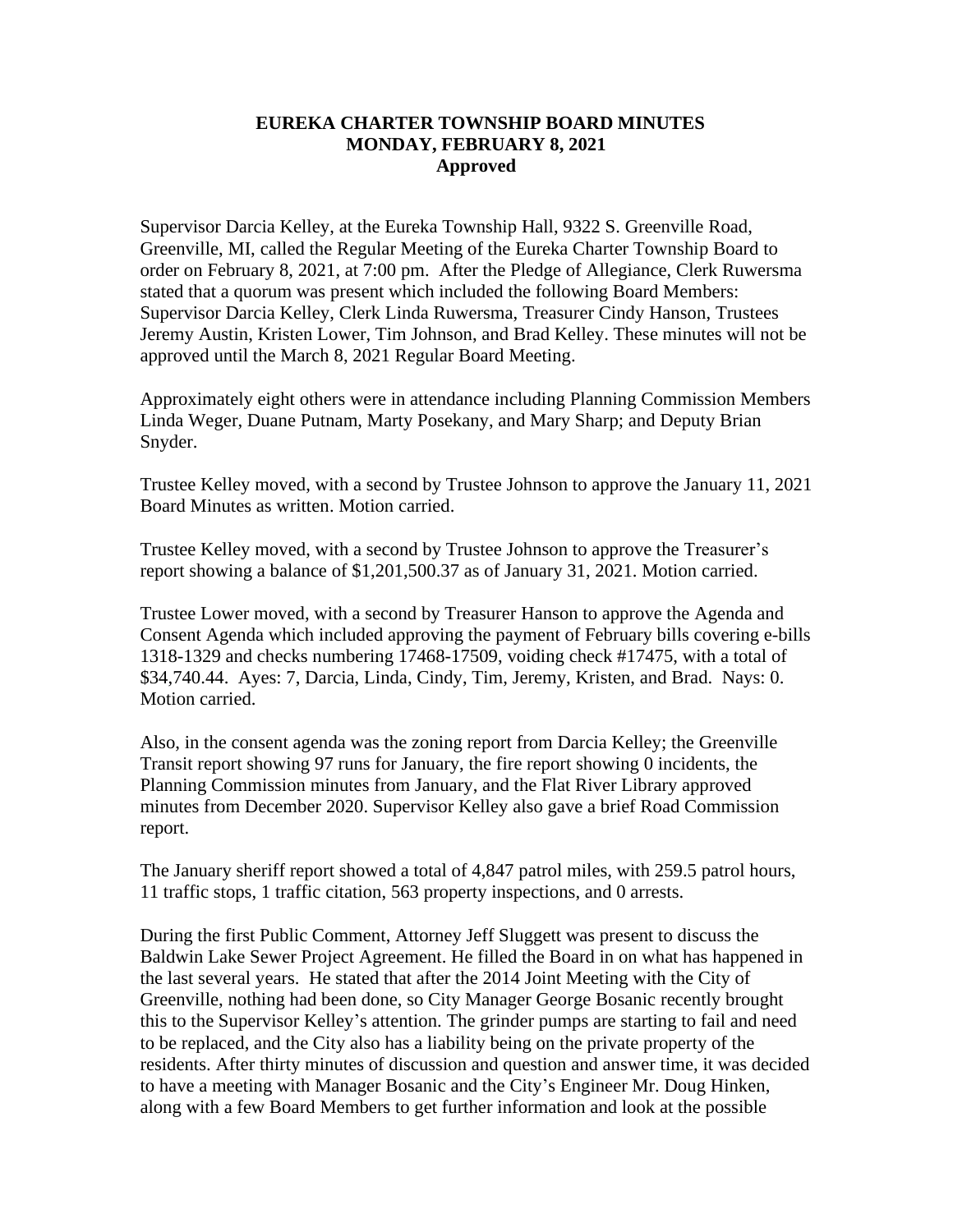# EUREKA CHARTER TOWNSHIP BOARD MINUTES
## MONDAY, FEBRUARY 8, 2021
### Approved

Supervisor Darcia Kelley, at the Eureka Township Hall, 9322 S. Greenville Road, Greenville, MI, called the Regular Meeting of the Eureka Charter Township Board to order on February 8, 2021, at 7:00 pm. After the Pledge of Allegiance, Clerk Ruwersma stated that a quorum was present which included the following Board Members: Supervisor Darcia Kelley, Clerk Linda Ruwersma, Treasurer Cindy Hanson, Trustees Jeremy Austin, Kristen Lower, Tim Johnson, and Brad Kelley. These minutes will not be approved until the March 8, 2021 Regular Board Meeting.

Approximately eight others were in attendance including Planning Commission Members Linda Weger, Duane Putnam, Marty Posekany, and Mary Sharp; and Deputy Brian Snyder.

Trustee Kelley moved, with a second by Trustee Johnson to approve the January 11, 2021 Board Minutes as written. Motion carried.

Trustee Kelley moved, with a second by Trustee Johnson to approve the Treasurer's report showing a balance of $1,201,500.37 as of January 31, 2021. Motion carried.

Trustee Lower moved, with a second by Treasurer Hanson to approve the Agenda and Consent Agenda which included approving the payment of February bills covering e-bills 1318-1329 and checks numbering 17468-17509, voiding check #17475, with a total of $34,740.44. Ayes: 7, Darcia, Linda, Cindy, Tim, Jeremy, Kristen, and Brad. Nays: 0. Motion carried.

Also, in the consent agenda was the zoning report from Darcia Kelley; the Greenville Transit report showing 97 runs for January, the fire report showing 0 incidents, the Planning Commission minutes from January, and the Flat River Library approved minutes from December 2020. Supervisor Kelley also gave a brief Road Commission report.

The January sheriff report showed a total of 4,847 patrol miles, with 259.5 patrol hours, 11 traffic stops, 1 traffic citation, 563 property inspections, and 0 arrests.

During the first Public Comment, Attorney Jeff Sluggett was present to discuss the Baldwin Lake Sewer Project Agreement. He filled the Board in on what has happened in the last several years. He stated that after the 2014 Joint Meeting with the City of Greenville, nothing had been done, so City Manager George Bosanic recently brought this to the Supervisor Kelley's attention. The grinder pumps are starting to fail and need to be replaced, and the City also has a liability being on the private property of the residents. After thirty minutes of discussion and question and answer time, it was decided to have a meeting with Manager Bosanic and the City's Engineer Mr. Doug Hinken, along with a few Board Members to get further information and look at the possible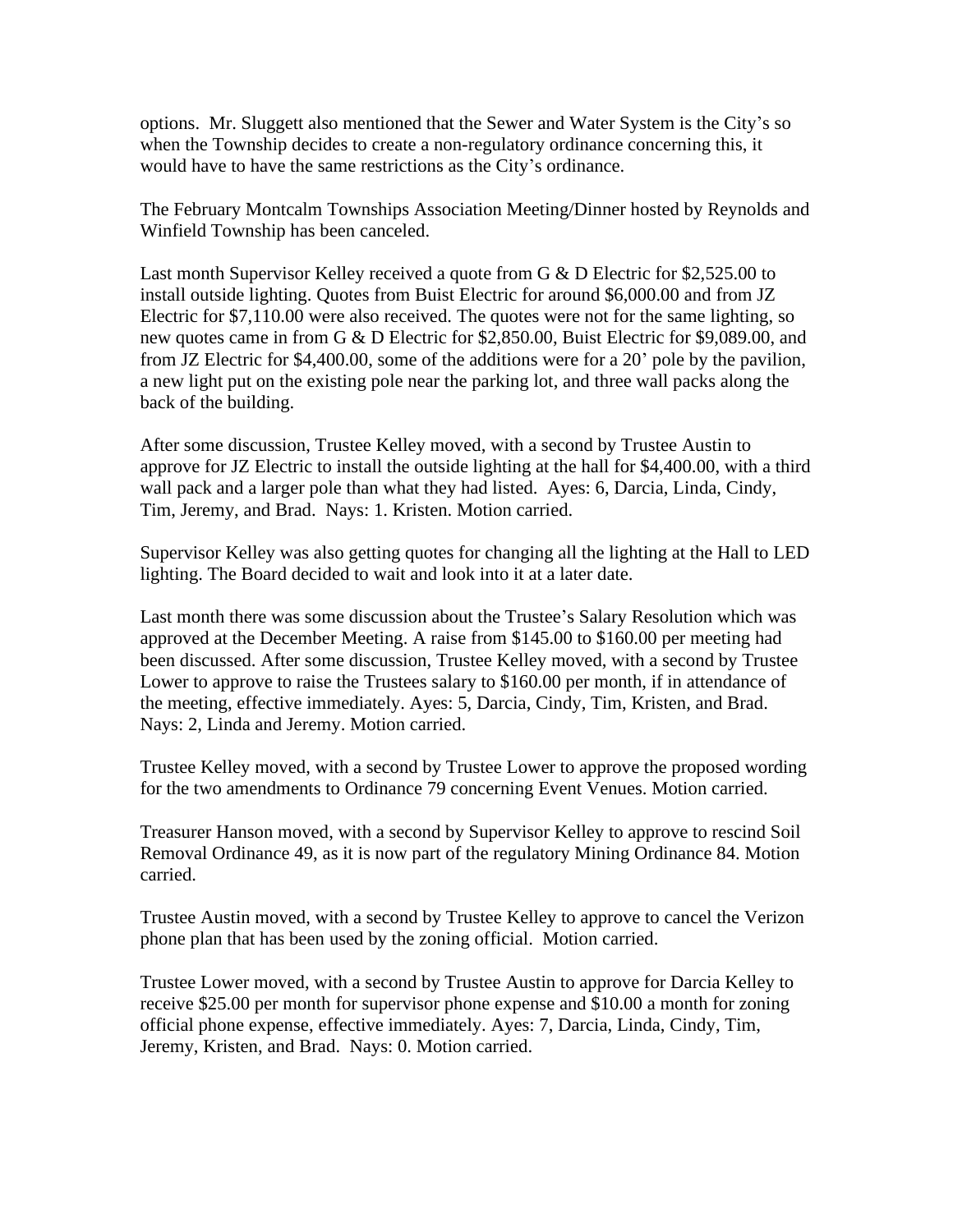options. Mr. Sluggett also mentioned that the Sewer and Water System is the City's so when the Township decides to create a non-regulatory ordinance concerning this, it would have to have the same restrictions as the City's ordinance.

The February Montcalm Townships Association Meeting/Dinner hosted by Reynolds and Winfield Township has been canceled.

Last month Supervisor Kelley received a quote from G & D Electric for $2,525.00 to install outside lighting. Quotes from Buist Electric for around $6,000.00 and from JZ Electric for $7,110.00 were also received. The quotes were not for the same lighting, so new quotes came in from G & D Electric for $2,850.00, Buist Electric for $9,089.00, and from JZ Electric for $4,400.00, some of the additions were for a 20' pole by the pavilion, a new light put on the existing pole near the parking lot, and three wall packs along the back of the building.

After some discussion, Trustee Kelley moved, with a second by Trustee Austin to approve for JZ Electric to install the outside lighting at the hall for $4,400.00, with a third wall pack and a larger pole than what they had listed. Ayes: 6, Darcia, Linda, Cindy, Tim, Jeremy, and Brad. Nays: 1. Kristen. Motion carried.

Supervisor Kelley was also getting quotes for changing all the lighting at the Hall to LED lighting. The Board decided to wait and look into it at a later date.

Last month there was some discussion about the Trustee's Salary Resolution which was approved at the December Meeting. A raise from $145.00 to $160.00 per meeting had been discussed. After some discussion, Trustee Kelley moved, with a second by Trustee Lower to approve to raise the Trustees salary to $160.00 per month, if in attendance of the meeting, effective immediately. Ayes: 5, Darcia, Cindy, Tim, Kristen, and Brad. Nays: 2, Linda and Jeremy. Motion carried.

Trustee Kelley moved, with a second by Trustee Lower to approve the proposed wording for the two amendments to Ordinance 79 concerning Event Venues. Motion carried.

Treasurer Hanson moved, with a second by Supervisor Kelley to approve to rescind Soil Removal Ordinance 49, as it is now part of the regulatory Mining Ordinance 84. Motion carried.

Trustee Austin moved, with a second by Trustee Kelley to approve to cancel the Verizon phone plan that has been used by the zoning official. Motion carried.

Trustee Lower moved, with a second by Trustee Austin to approve for Darcia Kelley to receive $25.00 per month for supervisor phone expense and $10.00 a month for zoning official phone expense, effective immediately. Ayes: 7, Darcia, Linda, Cindy, Tim, Jeremy, Kristen, and Brad. Nays: 0. Motion carried.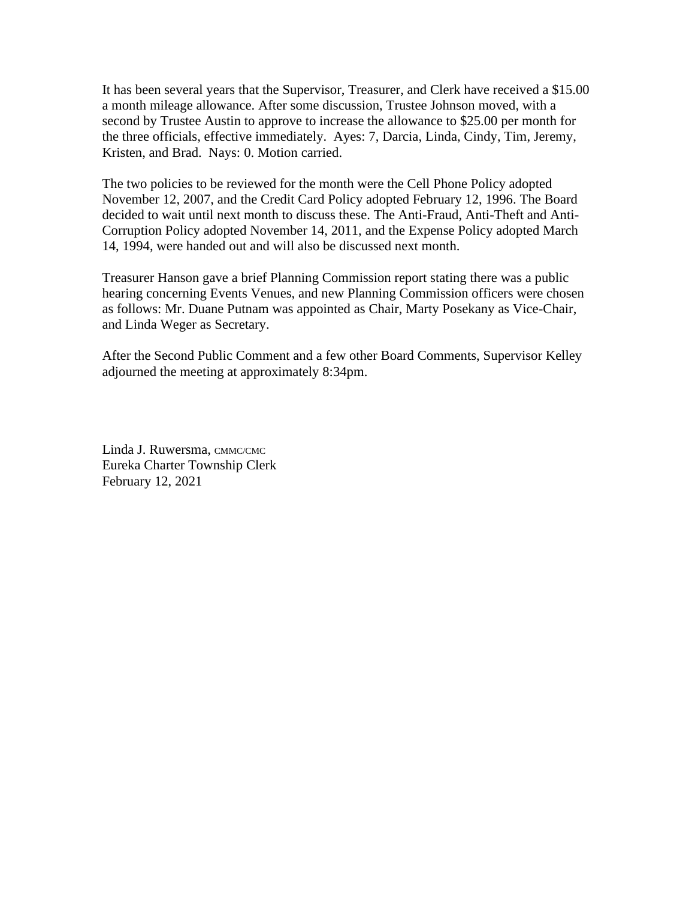It has been several years that the Supervisor, Treasurer, and Clerk have received a $15.00 a month mileage allowance. After some discussion, Trustee Johnson moved, with a second by Trustee Austin to approve to increase the allowance to $25.00 per month for the three officials, effective immediately. Ayes: 7, Darcia, Linda, Cindy, Tim, Jeremy, Kristen, and Brad. Nays: 0. Motion carried.

The two policies to be reviewed for the month were the Cell Phone Policy adopted November 12, 2007, and the Credit Card Policy adopted February 12, 1996. The Board decided to wait until next month to discuss these. The Anti-Fraud, Anti-Theft and Anti-Corruption Policy adopted November 14, 2011, and the Expense Policy adopted March 14, 1994, were handed out and will also be discussed next month.

Treasurer Hanson gave a brief Planning Commission report stating there was a public hearing concerning Events Venues, and new Planning Commission officers were chosen as follows: Mr. Duane Putnam was appointed as Chair, Marty Posekany as Vice-Chair, and Linda Weger as Secretary.

After the Second Public Comment and a few other Board Comments, Supervisor Kelley adjourned the meeting at approximately 8:34pm.

Linda J. Ruwersma, CMMC/CMC
Eureka Charter Township Clerk
February 12, 2021